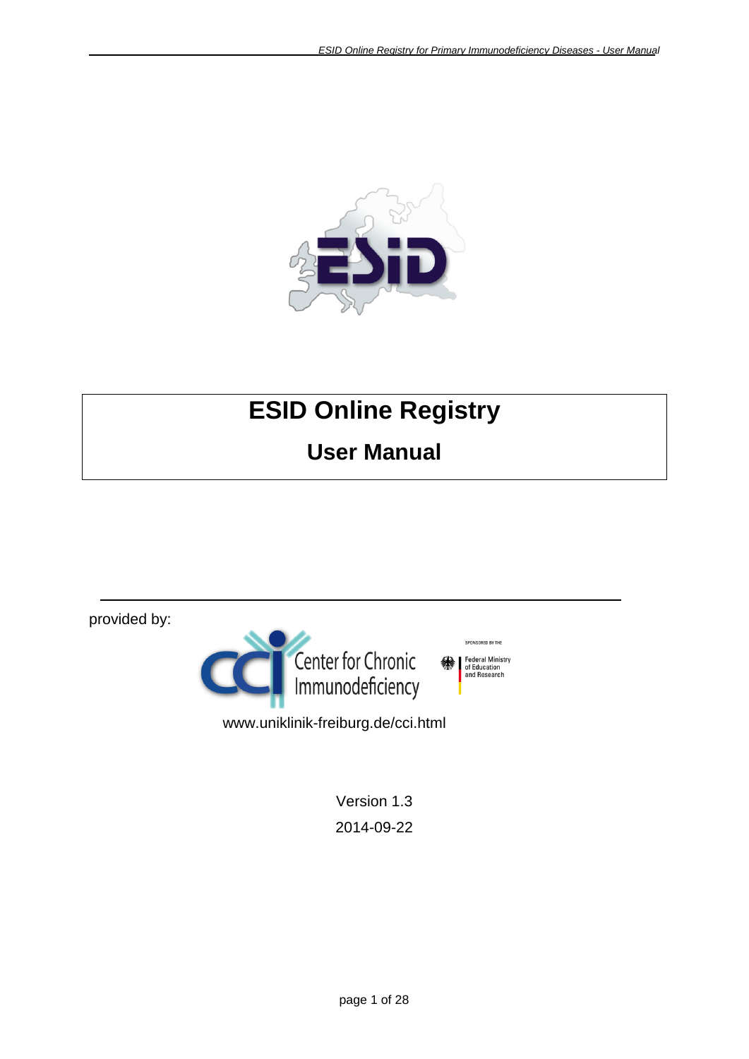# ESID Online Registry

## User Manual

provided by:

Center for Chronic Immunodeficiency

Sponsored by the Federal Ministry of Education and Research

www.uniklinik-freiburg.de/cci.html

Version 1.3

2014-09-22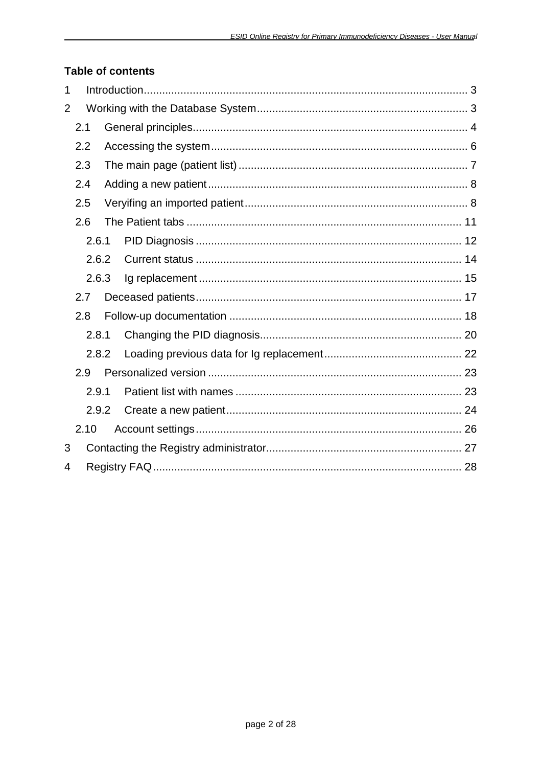**Table of contents**

1 Introduction ........................................................................................................ 3

2 Working with the Database System ................................................................... 3

- 2.1 General principles ........................................................................................ 4
- 2.2 Accessing the system .................................................................................. 6
- 2.3 The main page (patient list) ......................................................................... 7
- 2.4 Adding a new patient ................................................................................... 8
- 2.5 Veryifing an imported patient ....................................................................... 8
- 2.6 The Patient tabs ......................................................................................... 11
  - 2.6.1 PID Diagnosis ..................................................................................... 12
  - 2.6.2 Current status ..................................................................................... 14
  - 2.6.3 Ig replacement .................................................................................... 15
- 2.7 Deceased patients ...................................................................................... 17
- 2.8 Follow-up documentation ........................................................................... 18
  - 2.8.1 Changing the PID diagnosis................................................................. 20
  - 2.8.2 Loading previous data for Ig replacement ............................................ 22
- 2.9 Personalized version .................................................................................. 23
  - 2.9.1 Patient list with names ......................................................................... 23
  - 2.9.2 Create a new patient ............................................................................ 24
- 2.10 Account settings ...................................................................................... 26

3 Contacting the Registry administrator ............................................................... 27

4 Registry FAQ ..................................................................................................... 28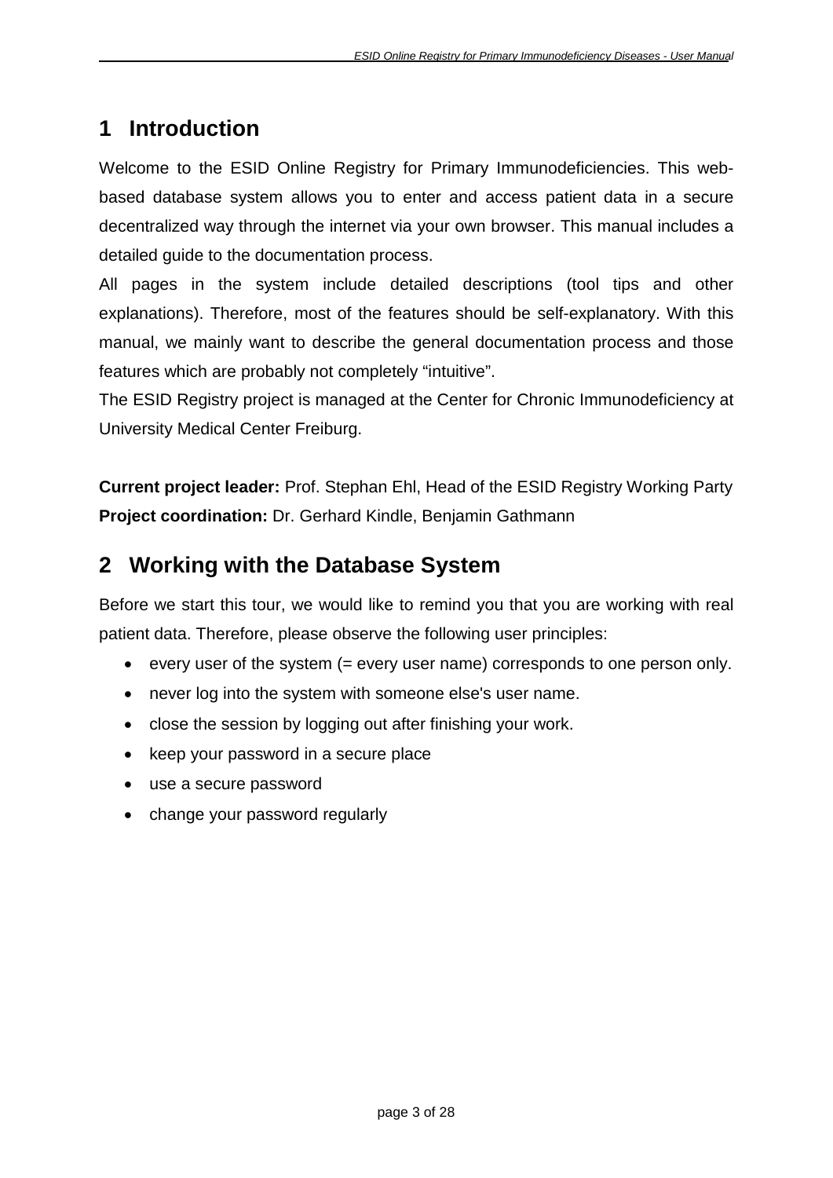# 1 Introduction

Welcome to the ESID Online Registry for Primary Immunodeficiencies. This web-based database system allows you to enter and access patient data in a secure decentralized way through the internet via your own browser. This manual includes a detailed guide to the documentation process.

All pages in the system include detailed descriptions (tool tips and other explanations). Therefore, most of the features should be self-explanatory. With this manual, we mainly want to describe the general documentation process and those features which are probably not completely "intuitive".

The ESID Registry project is managed at the Center for Chronic Immunodeficiency at University Medical Center Freiburg.

**Current project leader:** Prof. Stephan Ehl, Head of the ESID Registry Working Party
**Project coordination:** Dr. Gerhard Kindle, Benjamin Gathmann

# 2 Working with the Database System

Before we start this tour, we would like to remind you that you are working with real patient data. Therefore, please observe the following user principles:

- every user of the system (= every user name) corresponds to one person only.
- never log into the system with someone else's user name.
- close the session by logging out after finishing your work.
- keep your password in a secure place
- use a secure password
- change your password regularly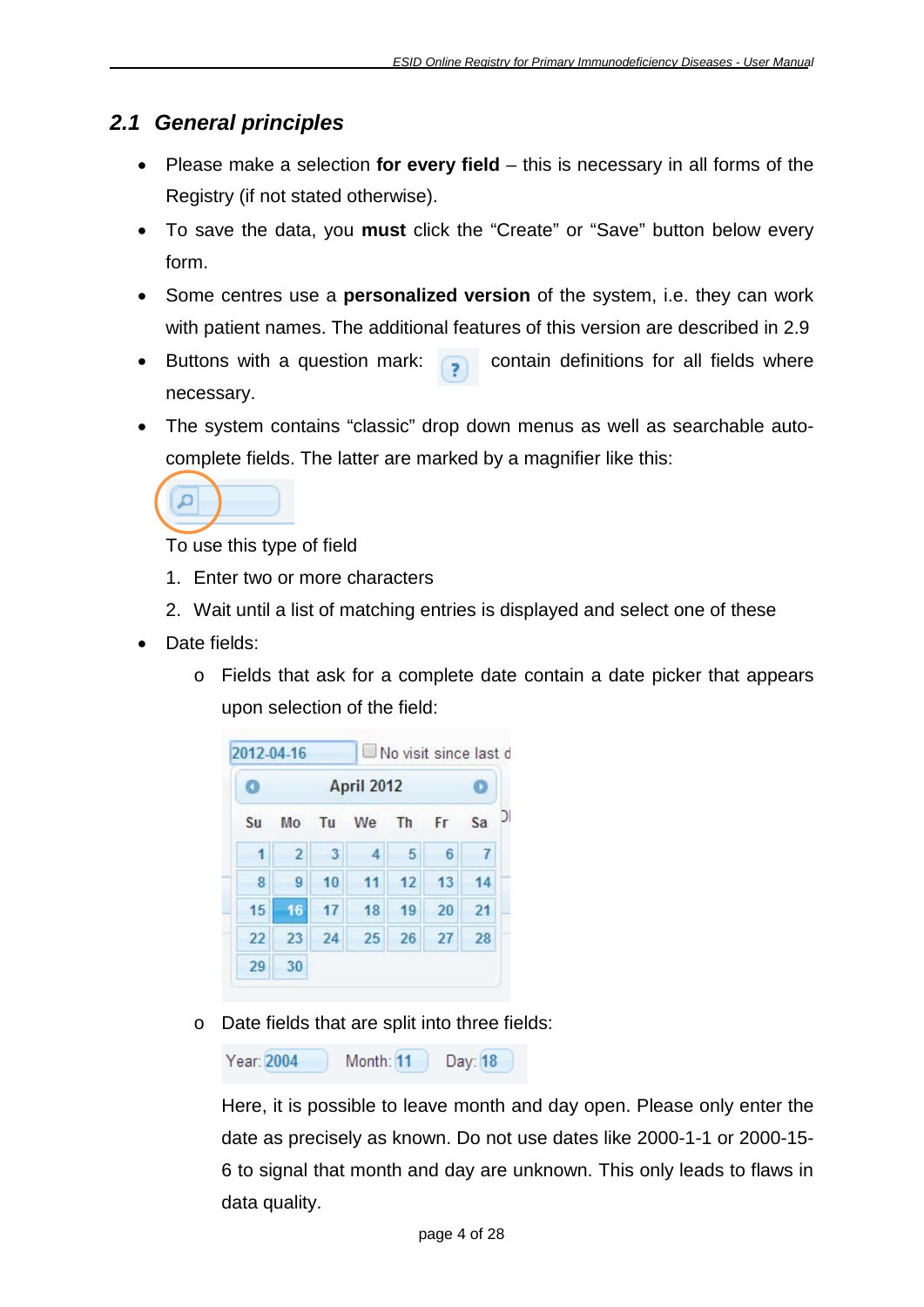## 2.1 General principles

- Please make a selection **for every field** – this is necessary in all forms of the Registry (if not stated otherwise).
- To save the data, you **must** click the “Create” or “Save” button below every form.
- Some centres use a **personalized version** of the system, i.e. they can work with patient names. The additional features of this version are described in 2.9
- Buttons with a question mark: contain definitions for all fields where necessary.
- The system contains “classic” drop down menus as well as searchable auto-complete fields. The latter are marked by a magnifier like this:

  To use this type of field

  1. Enter two or more characters
  2. Wait until a list of matching entries is displayed and select one of these

- Date fields:
  - Fields that ask for a complete date contain a date picker that appears upon selection of the field:
  - Date fields that are split into three fields:

    Here, it is possible to leave month and day open. Please only enter the date as precisely as known. Do not use dates like 2000-1-1 or 2000-15-6 to signal that month and day are unknown. This only leads to flaws in data quality.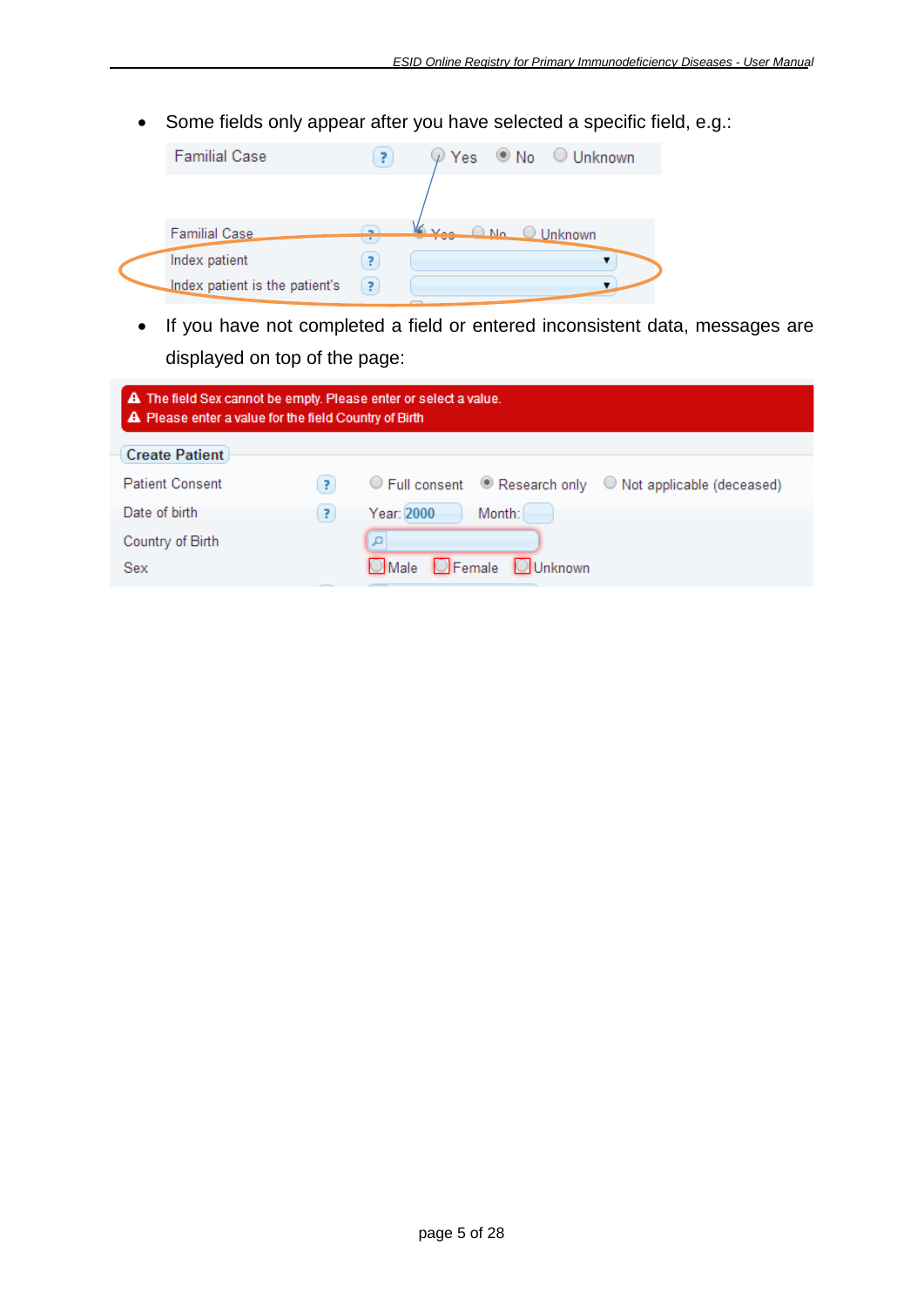- Some fields only appear after you have selected a specific field, e.g.:

Familial Case ? Yes No Unknown

Familial Case ? Yes No Unknown
Index patient ?
Index patient is the patient's ?

- If you have not completed a field or entered inconsistent data, messages are displayed on top of the page:

The field Sex cannot be empty. Please enter or select a value.
Please enter a value for the field Country of Birth

Create Patient

Patient Consent ? Full consent Research only Not applicable (deceased)
Date of birth ? Year: 2000 Month:
Country of Birth
Sex Male Female Unknown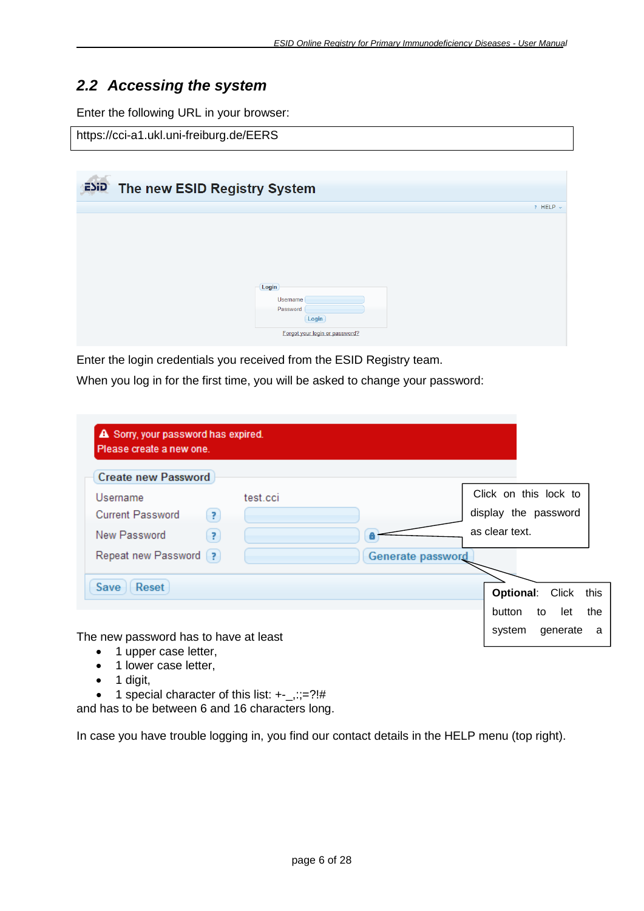## 2.2 Accessing the system

Enter the following URL in your browser:

```
https://cci-a1.ukl.uni-freiburg.de/EERS
```

The new ESID Registry System

? HELP

Login

Username

Password

Login

Forgot your login or password?

Enter the login credentials you received from the ESID Registry team.

When you log in for the first time, you will be asked to change your password:

Sorry, your password has expired.
Please create a new one.

Create new Password

Username test.cci

Current Password

New Password

Repeat new Password

Generate password

Save Reset

Click on this lock to display the password as clear text.

**Optional**: Click this button to let the system generate a

The new password has to have at least

- 1 upper case letter,
- 1 lower case letter,
- 1 digit,
- 1 special character of this list: +-_,:;=?!#

and has to be between 6 and 16 characters long.

In case you have trouble logging in, you find our contact details in the HELP menu (top right).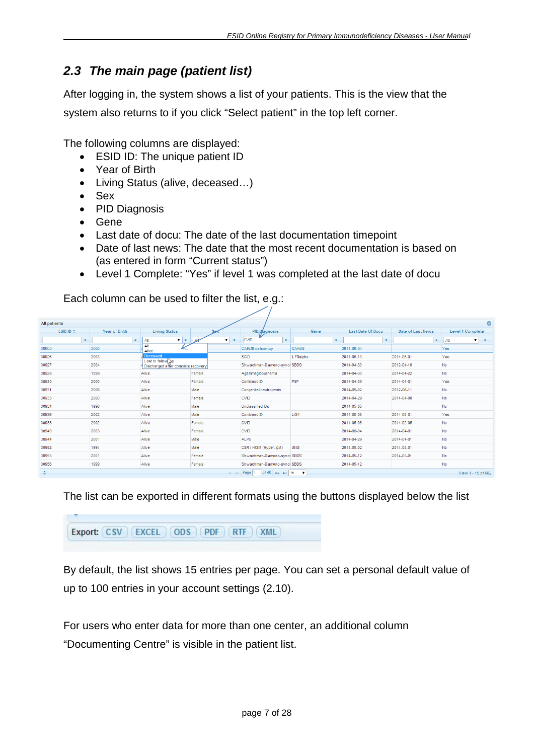## 2.3 *The main page (patient list)*

After logging in, the system shows a list of your patients. This is the view that the system also returns to if you click "Select patient" in the top left corner.

The following columns are displayed:

- ESID ID: The unique patient ID
- Year of Birth
- Living Status (alive, deceased…)
- Sex
- PID Diagnosis
- Gene
- Last date of docu: The date of the last documentation timepoint
- Date of last news: The date that the most recent documentation is based on (as entered in form "Current status")
- Level 1 Complete: "Yes" if level 1 was completed at the last date of docu

Each column can be used to filter the list, e.g.:

All patients

| ESID ID | Year of Birth | Living Status | Sex | PID Diagnosis | Gene | Last Date Of Docu | Date of Last News | Level 1 Complete |
|---|---|---|---|---|---|---|---|---|
| | | All | All | CVID | | | | All |
| 30000 | 2000 | | | CARD9 deficiency | CARD9 | 2014-06-04 | | Yes |
| 30926 | 2003 | | | SCID | IL7Ralpha | 2014-05-13 | 2014-05-01 | Yes |
| 30927 | 2004 | | | Shwachman-Diamond-syndr | SBDS | 2014-04-30 | 2012-04-16 | No |
| 30928 | 1996 | Alive | Female | Agammaglobulinemia | | 2014-04-30 | 2014-04-22 | No |
| 30930 | 2000 | Alive | Female | Combined ID | PNP | 2014-04-29 | 2014-04-01 | Yes |
| 30931 | 2006 | Alive | Male | Congenital neutropenia | | 2014-05-02 | 2012-06-11 | No |
| 30933 | 2000 | Alive | Female | CVID | | 2014-04-29 | 2014-04-08 | No |
| 30934 | 1996 | Alive | Male | Unclassified IDs | | 2014-05-05 | | No |
| 30936 | 2002 | Alive | Male | Combined ID | LIG4 | 2014-05-05 | 2014-05-01 | Yes |
| 30938 | 2002 | Alive | Female | CVID | | 2014-05-05 | 2014-02-05 | No |
| 30940 | 2003 | Alive | Female | CVID | | 2014-06-04 | 2014-04-01 | No |
| 30944 | 2001 | Alive | Male | ALPS | | 2014-04-29 | 2014-04-01 | No |
| 30952 | 1994 | Alive | Male | CSR / HIGM (Hyper-IgM) | UNG | 2014-05-02 | 2014-05-01 | No |
| 30955 | 2001 | Alive | Female | Shwachman-Diamond-syndr | SBDS | 2014-05-12 | 2014-05-01 | No |
| 30956 | 1999 | Alive | Female | Shwachman-Diamond-syndr | SBDS | 2014-05-12 | | No |

Living Status dropdown options: All, Alive, Deceased, Lost to follow-up, Discharged after complete recovery

Page 1 of 46 — 15 — View 1 - 15 of 682

The list can be exported in different formats using the buttons displayed below the list

Export: CSV EXCEL ODS PDF RTF XML

By default, the list shows 15 entries per page. You can set a personal default value of up to 100 entries in your account settings (2.10).

For users who enter data for more than one center, an additional column "Documenting Centre" is visible in the patient list.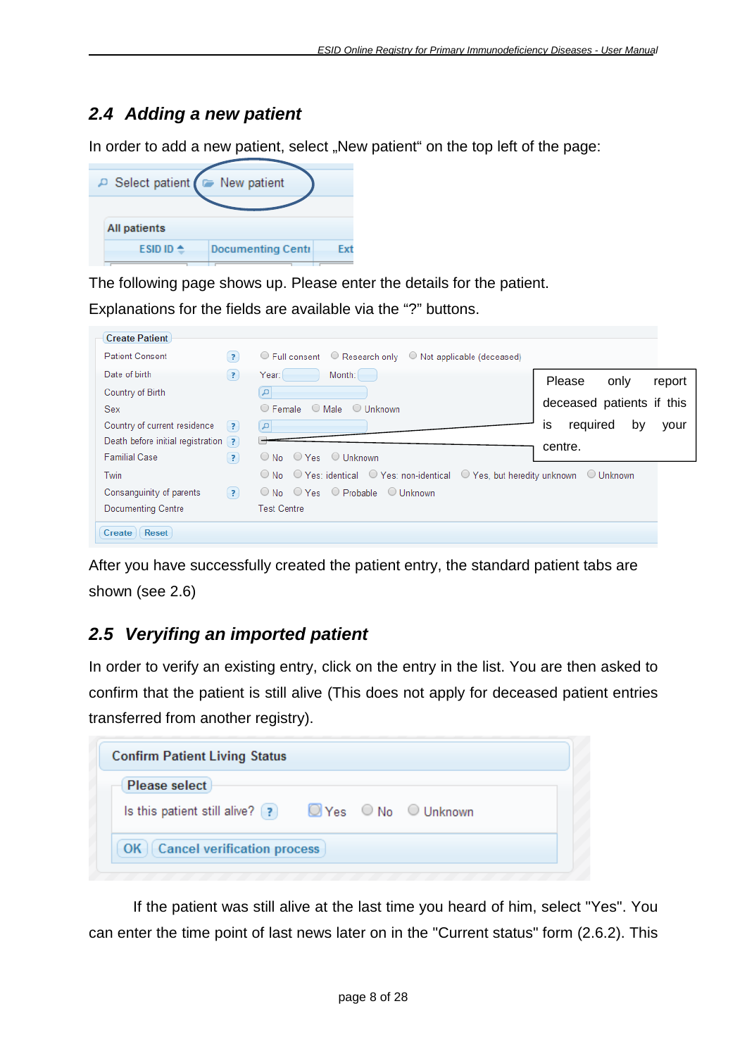## 2.4 Adding a new patient

In order to add a new patient, select „New patient“ on the top left of the page:

The following page shows up. Please enter the details for the patient.

Explanations for the fields are available via the “?” buttons.

Please only report deceased patients if this is required by your centre.

After you have successfully created the patient entry, the standard patient tabs are shown (see 2.6)

## 2.5 Veryifing an imported patient

In order to verify an existing entry, click on the entry in the list. You are then asked to confirm that the patient is still alive (This does not apply for deceased patient entries transferred from another registry).

If the patient was still alive at the last time you heard of him, select "Yes". You can enter the time point of last news later on in the "Current status" form (2.6.2). This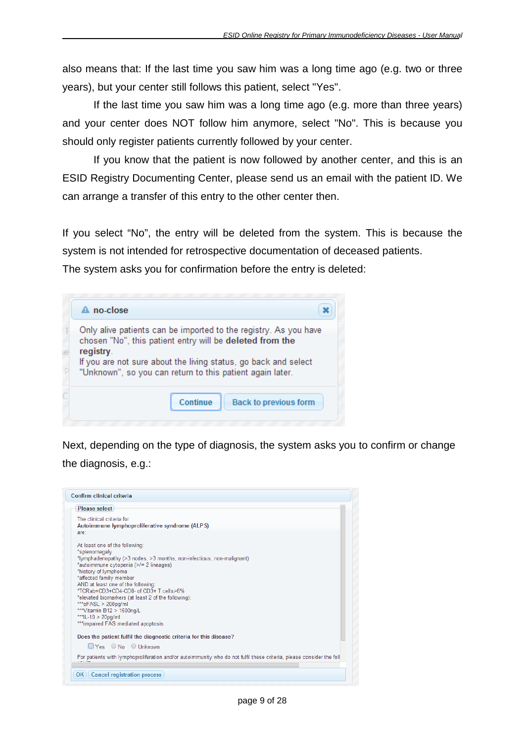also means that: If the last time you saw him was a long time ago (e.g. two or three years), but your center still follows this patient, select "Yes".

If the last time you saw him was a long time ago (e.g. more than three years) and your center does NOT follow him anymore, select "No". This is because you should only register patients currently followed by your center.

If you know that the patient is now followed by another center, and this is an ESID Registry Documenting Center, please send us an email with the patient ID. We can arrange a transfer of this entry to the other center then.

If you select “No”, the entry will be deleted from the system. This is because the system is not intended for retrospective documentation of deceased patients.
The system asks you for confirmation before the entry is deleted:

**no-close**

Only alive patients can be imported to the registry. As you have chosen "No", this patient entry will be **deleted from the registry**.
If you are not sure about the living status, go back and select "Unknown", so you can return to this patient again later.

Continue | Back to previous form

Next, depending on the type of diagnosis, the system asks you to confirm or change the diagnosis, e.g.:

**Confirm clinical criteria**

Please select

The clinical criteria for
**Autoimmune lymphoproliferative syndrome (ALPS)**
are:

At least one of the following:
*splenomegaly
*lymphadenopathy (>3 nodes, >3 months, non-infectious, non-malignant)
*autoimmune cytopenia (>/= 2 lineages)
*history of lymphoma
*affected family member
AND at least one of the following:
*TCRab+CD3+CD4-CD8- of CD3+ T cells>6%
*elevated biomarkers (at least 2 of the following):
***sFASL > 200pg/ml
***Vitamin B12 > 1500ng/L
***IL-10 > 20pg/ml
***impaired FAS mediated apoptosis

**Does the patient fulfil the diagnostic criteria for this disease?**
Yes  No  Unknown

For patients with lymphoproliferation and/or autoimmunity who do not fulfil these criteria, please consider the foll

OK | Cancel registration process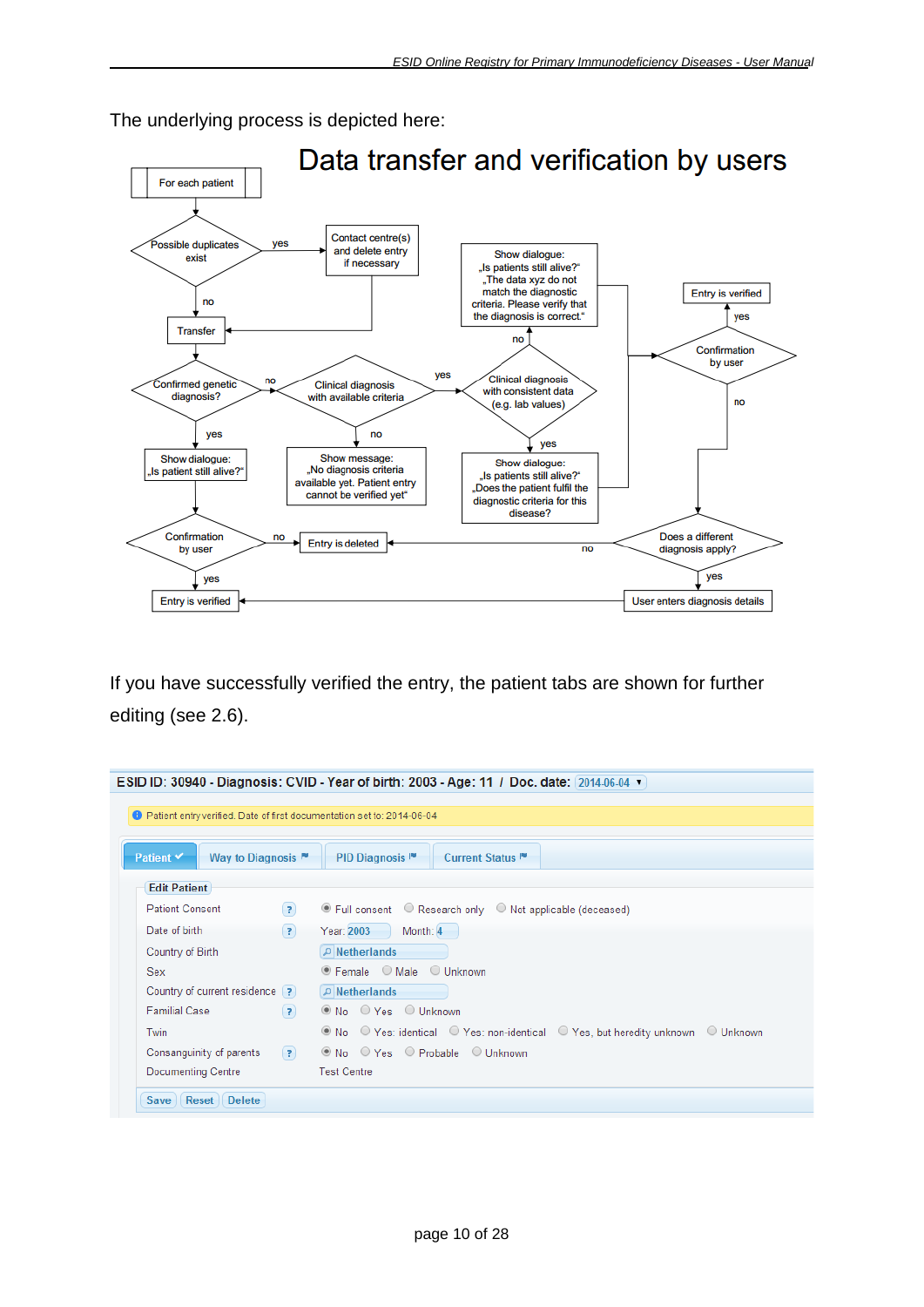The underlying process is depicted here:

# Data transfer and verification by users

For each patient

Possible duplicates exist — yes → Contact centre(s) and delete entry if necessary → Transfer

Possible duplicates exist — no → Transfer

Transfer → Confirmed genetic diagnosis?

Confirmed genetic diagnosis? — yes → Show dialogue: „Is patient still alive?" → Confirmation by user — yes → Entry is verified

Confirmation by user — no → Entry is deleted

Confirmed genetic diagnosis? — no → Clinical diagnosis with available criteria

Clinical diagnosis with available criteria — no → Show message: „No diagnosis criteria available yet. Patient entry cannot be verified yet"

Clinical diagnosis with available criteria — yes → Clinical diagnosis with consistent data (e.g. lab values)

Clinical diagnosis with consistent data (e.g. lab values) — no → Show dialogue: „Is patients still alive?" „The data xyz do not match the diagnostic criteria. Please verify that the diagnosis is correct."

Clinical diagnosis with consistent data (e.g. lab values) — yes → Show dialogue: „Is patients still alive?" „Does the patient fulfil the diagnostic criteria for this disease?"

Both dialogues → Confirmation by user — yes → Entry is verified

Confirmation by user — no → Does a different diagnosis apply?

Does a different diagnosis apply? — yes → User enters diagnosis details → Entry is verified

Does a different diagnosis apply? — no → Entry is deleted

If you have successfully verified the entry, the patient tabs are shown for further editing (see 2.6).

**ESID ID: 30940 - Diagnosis: CVID - Year of birth: 2003 - Age: 11 / Doc. date:** 2014-06-04

Patient entry verified. Date of first documentation set to: 2014-06-04

Patient ✔ | Way to Diagnosis | PID Diagnosis | Current Status

**Edit Patient**

| Field | Value |
|---|---|
| Patient Consent | ◉ Full consent ◯ Research only ◯ Not applicable (deceased) |
| Date of birth | Year: 2003 Month: 4 |
| Country of Birth | Netherlands |
| Sex | ◉ Female ◯ Male ◯ Unknown |
| Country of current residence | Netherlands |
| Familial Case | ◉ No ◯ Yes ◯ Unknown |
| Twin | ◉ No ◯ Yes: identical ◯ Yes: non-identical ◯ Yes, but heredity unknown ◯ Unknown |
| Consanguinity of parents | ◉ No ◯ Yes ◯ Probable ◯ Unknown |
| Documenting Centre | Test Centre |

Save | Reset | Delete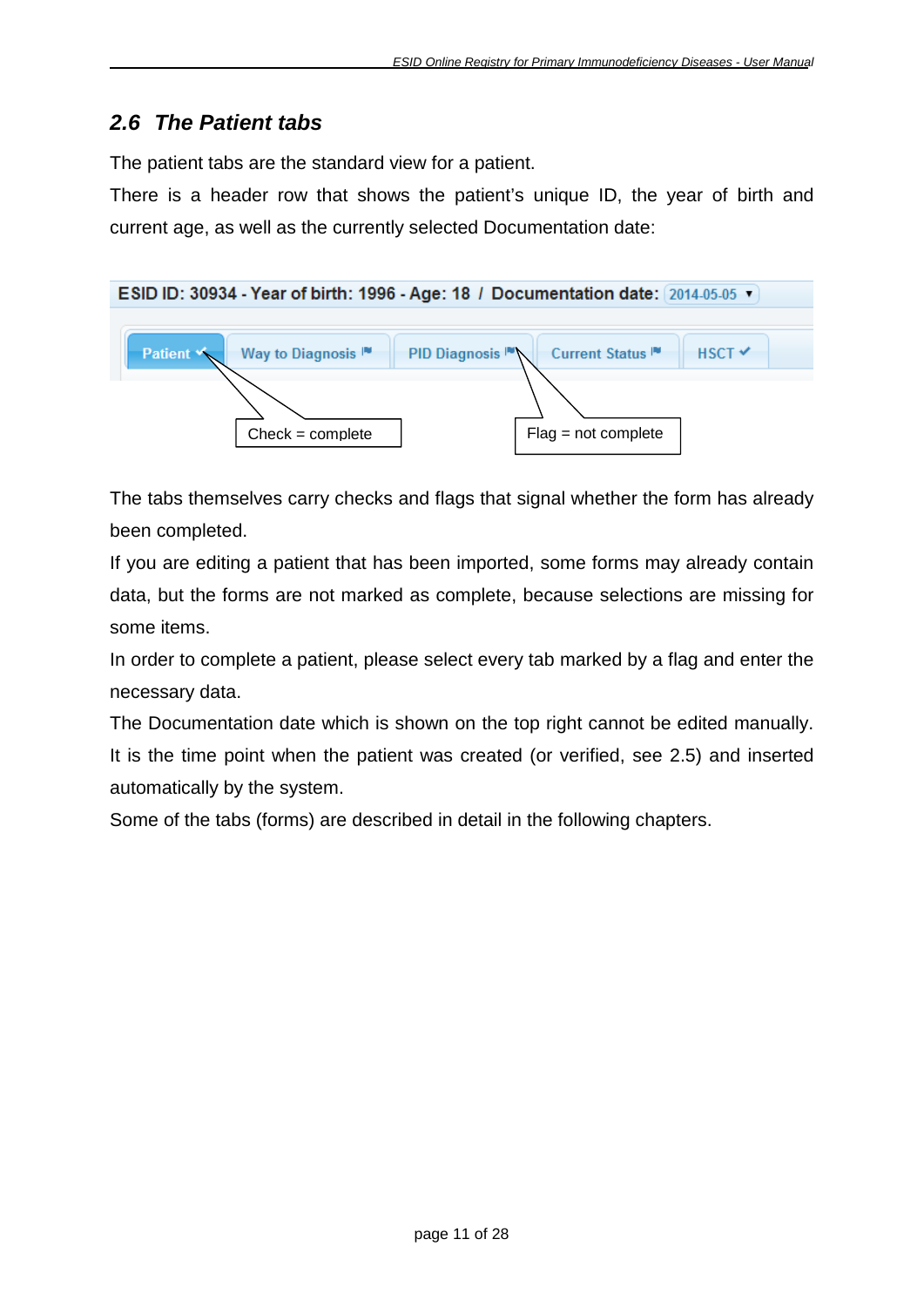## 2.6 The Patient tabs

The patient tabs are the standard view for a patient.

There is a header row that shows the patient's unique ID, the year of birth and current age, as well as the currently selected Documentation date:

ESID ID: 30934 - Year of birth: 1996 - Age: 18 / Documentation date: 2014-05-05

Patient ✔ | Way to Diagnosis ⚑ | PID Diagnosis ⚑ | Current Status ⚑ | HSCT ✔

Check = complete

Flag = not complete

The tabs themselves carry checks and flags that signal whether the form has already been completed.

If you are editing a patient that has been imported, some forms may already contain data, but the forms are not marked as complete, because selections are missing for some items.

In order to complete a patient, please select every tab marked by a flag and enter the necessary data.

The Documentation date which is shown on the top right cannot be edited manually. It is the time point when the patient was created (or verified, see 2.5) and inserted automatically by the system.

Some of the tabs (forms) are described in detail in the following chapters.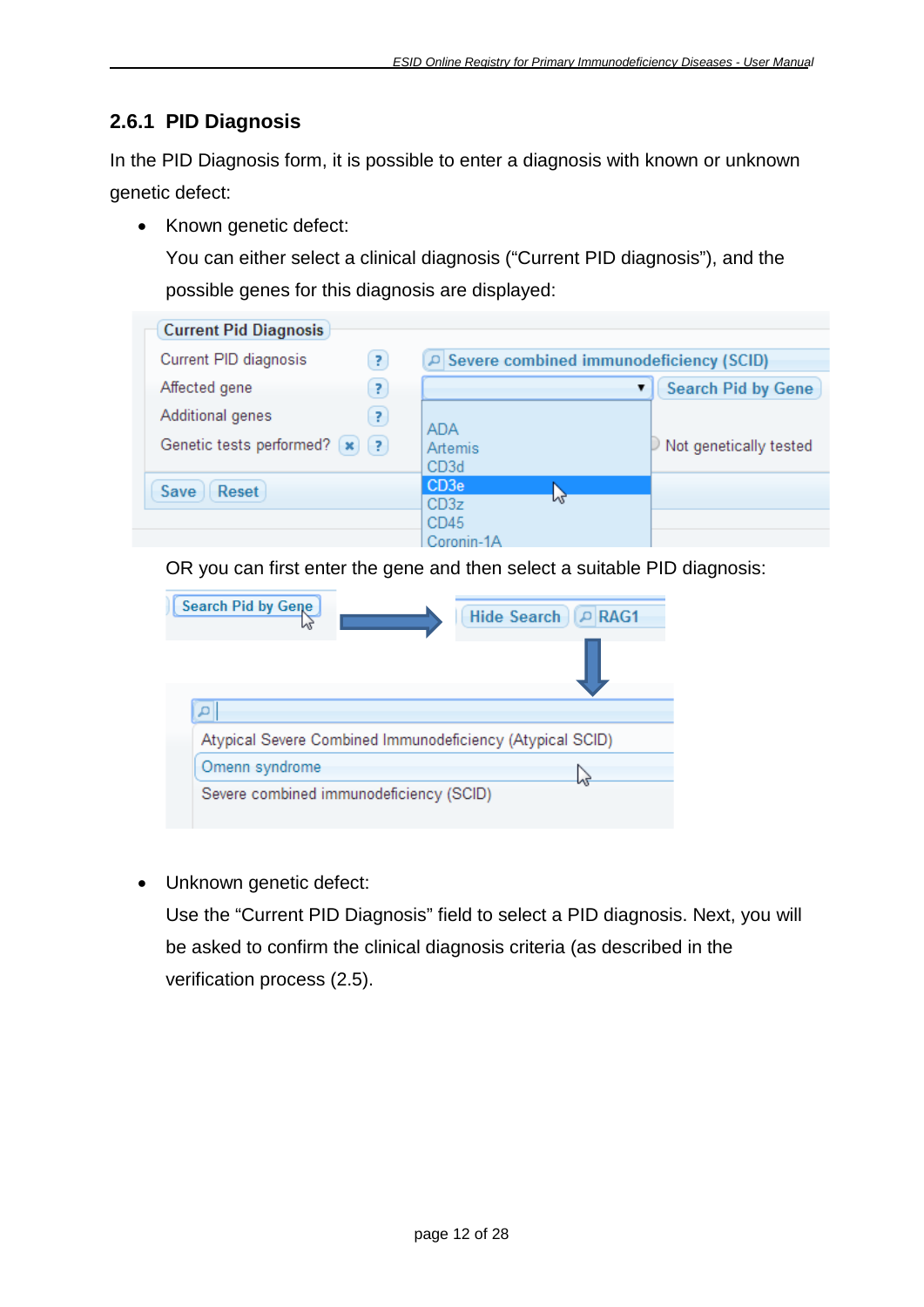### 2.6.1 PID Diagnosis

In the PID Diagnosis form, it is possible to enter a diagnosis with known or unknown genetic defect:

- Known genetic defect:

  You can either select a clinical diagnosis (“Current PID diagnosis”), and the possible genes for this diagnosis are displayed:

  OR you can first enter the gene and then select a suitable PID diagnosis:

- Unknown genetic defect:

  Use the “Current PID Diagnosis” field to select a PID diagnosis. Next, you will be asked to confirm the clinical diagnosis criteria (as described in the verification process (2.5).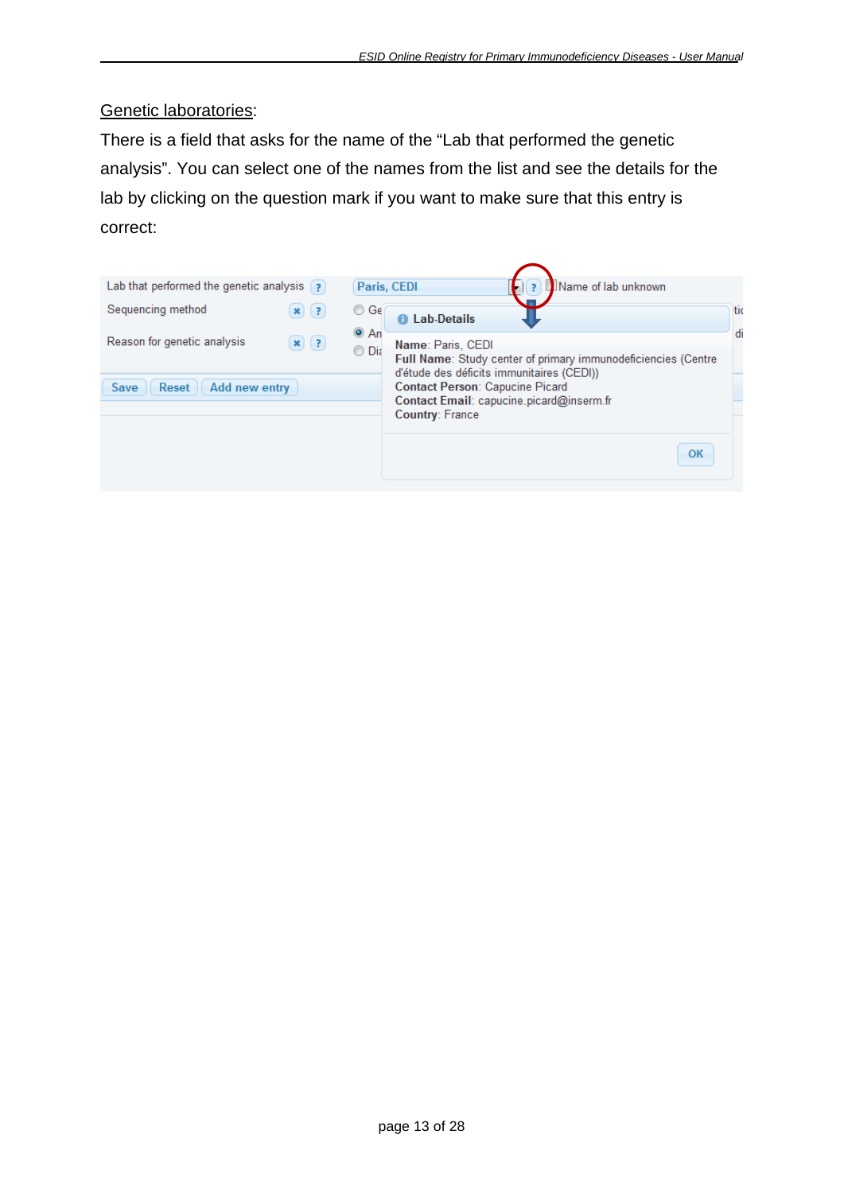<u>Genetic laboratories</u>:

There is a field that asks for the name of the "Lab that performed the genetic analysis". You can select one of the names from the list and see the details for the lab by clicking on the question mark if you want to make sure that this entry is correct: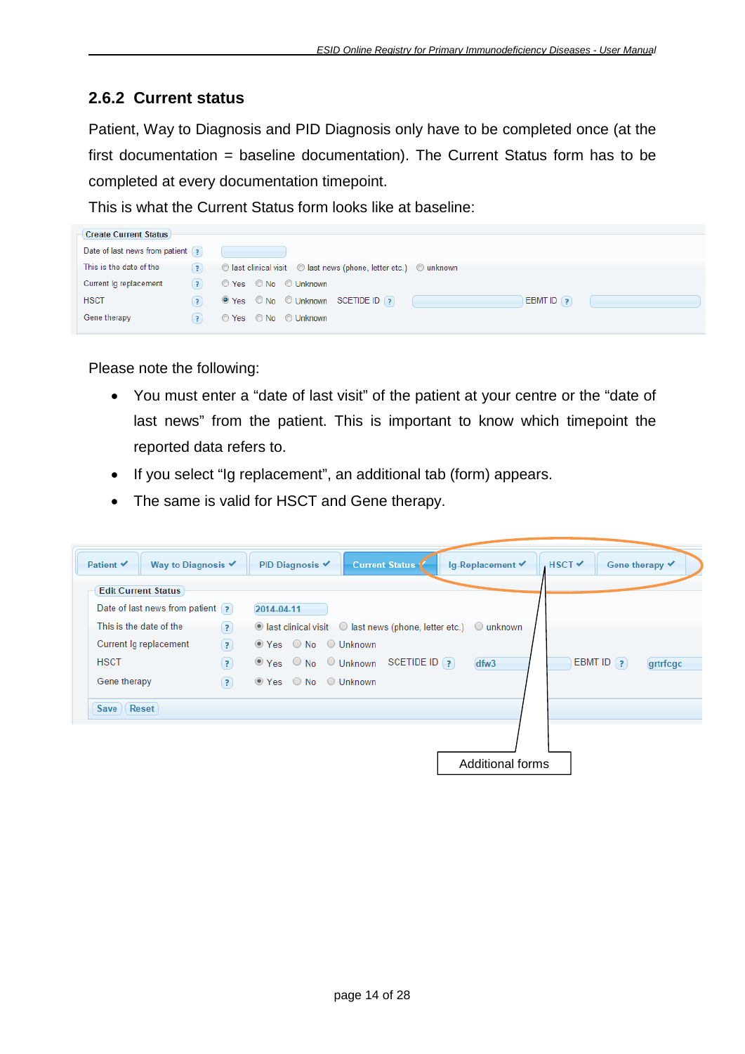## 2.6.2 Current status

Patient, Way to Diagnosis and PID Diagnosis only have to be completed once (at the first documentation = baseline documentation). The Current Status form has to be completed at every documentation timepoint.

This is what the Current Status form looks like at baseline:

Please note the following:

- You must enter a "date of last visit" of the patient at your centre or the "date of last news" from the patient. This is important to know which timepoint the reported data refers to.
- If you select "Ig replacement", an additional tab (form) appears.
- The same is valid for HSCT and Gene therapy.

Additional forms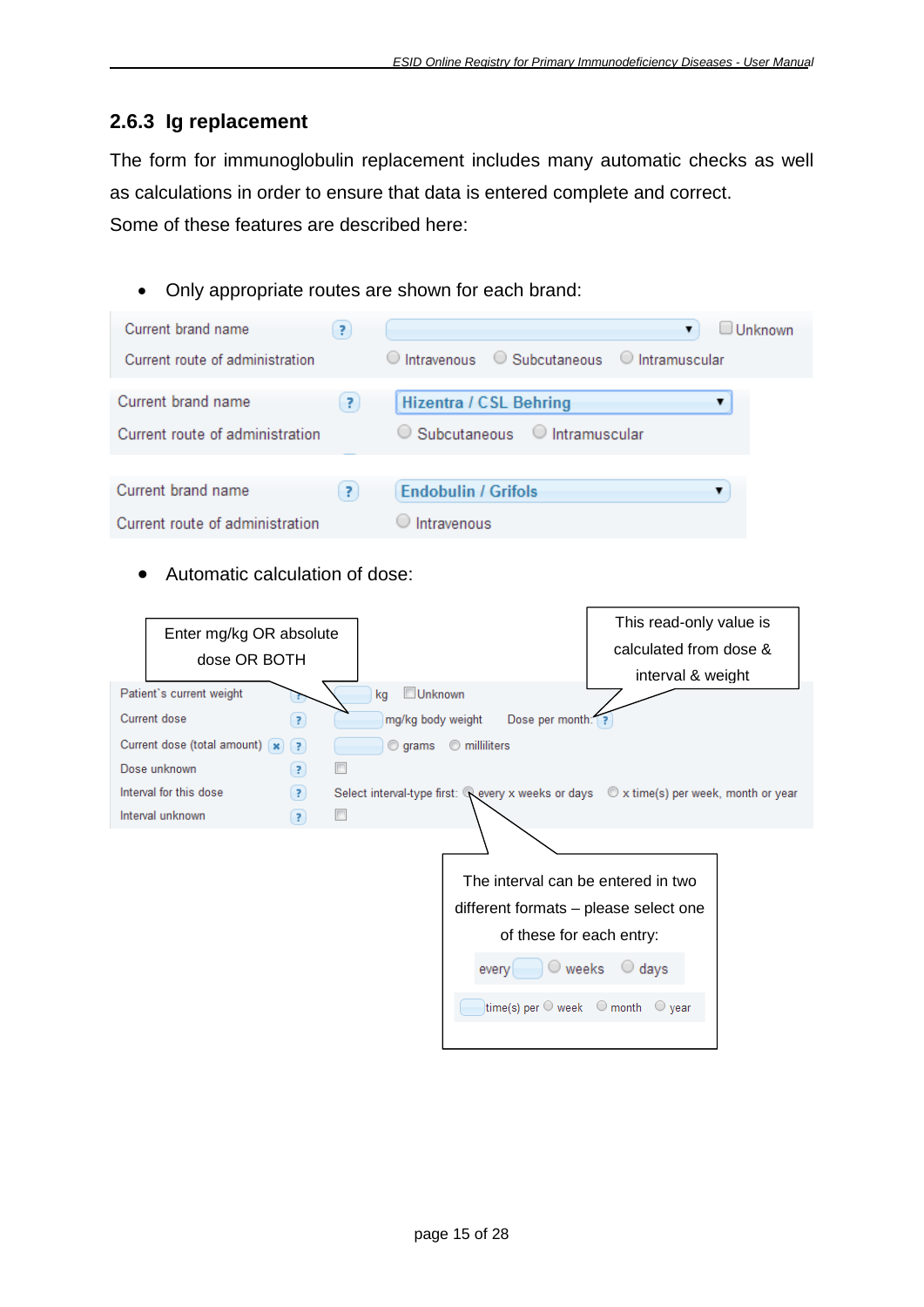### 2.6.3 Ig replacement

The form for immunoglobulin replacement includes many automatic checks as well as calculations in order to ensure that data is entered complete and correct. Some of these features are described here:

- Only appropriate routes are shown for each brand:

Current brand name [?] | Unknown
Current route of administration: Intravenous, Subcutaneous, Intramuscular

Current brand name [?] Hizentra / CSL Behring
Current route of administration: Subcutaneous, Intramuscular

Current brand name [?] Endobulin / Grifols
Current route of administration: Intravenous

- Automatic calculation of dose:

Enter mg/kg OR absolute dose OR BOTH

This read-only value is calculated from dose & interval & weight

| Field | Input |
|---|---|
| Patient`s current weight | kg, Unknown |
| Current dose | mg/kg body weight; Dose per month: |
| Current dose (total amount) | grams, milliliters |
| Dose unknown | ☐ |
| Interval for this dose | Select interval-type first: every x weeks or days, x time(s) per week, month or year |
| Interval unknown | ☐ |

The interval can be entered in two different formats – please select one of these for each entry:

every ___ weeks / days

___ time(s) per week / month / year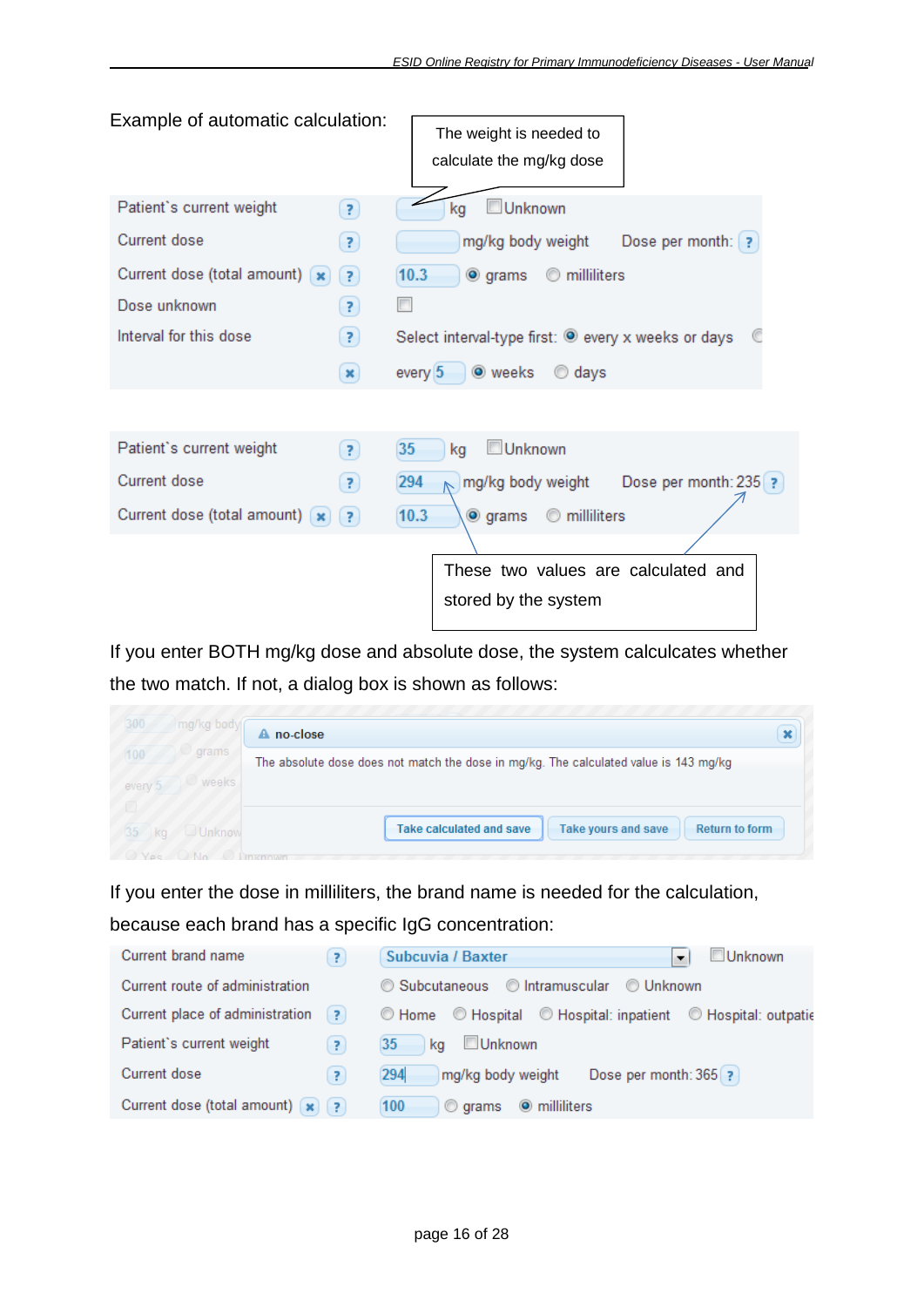Example of automatic calculation:

The weight is needed to calculate the mg/kg dose

| | | |
|---|---|---|
| Patient`s current weight | ? | kg ☐ Unknown |
| Current dose | ? | mg/kg body weight  Dose per month: ? |
| Current dose (total amount) | ✖ ? | 10.3 ◉ grams ○ milliliters |
| Dose unknown | ? | ☐ |
| Interval for this dose | ? | Select interval-type first: ◉ every x weeks or days |
| | ✖ | every 5 ◉ weeks ○ days |

| | | |
|---|---|---|
| Patient`s current weight | ? | 35 kg ☐ Unknown |
| Current dose | ? | 294 mg/kg body weight  Dose per month: 235 ? |
| Current dose (total amount) | ✖ ? | 10.3 ◉ grams ○ milliliters |

These two values are calculated and stored by the system

If you enter BOTH mg/kg dose and absolute dose, the system calculcates whether the two match. If not, a dialog box is shown as follows:

**no-close**

The absolute dose does not match the dose in mg/kg. The calculated value is 143 mg/kg

[Take calculated and save] [Take yours and save] [Return to form]

If you enter the dose in milliliters, the brand name is needed for the calculation, because each brand has a specific IgG concentration:

| | | |
|---|---|---|
| Current brand name | ? | Subcuvia / Baxter ☐ Unknown |
| Current route of administration | | ○ Subcutaneous ○ Intramuscular ○ Unknown |
| Current place of administration | ? | ○ Home ○ Hospital ○ Hospital: inpatient ○ Hospital: outpatie |
| Patient`s current weight | ? | 35 kg ☐ Unknown |
| Current dose | ? | 294 mg/kg body weight  Dose per month: 365 ? |
| Current dose (total amount) | ✖ ? | 100 ○ grams ◉ milliliters |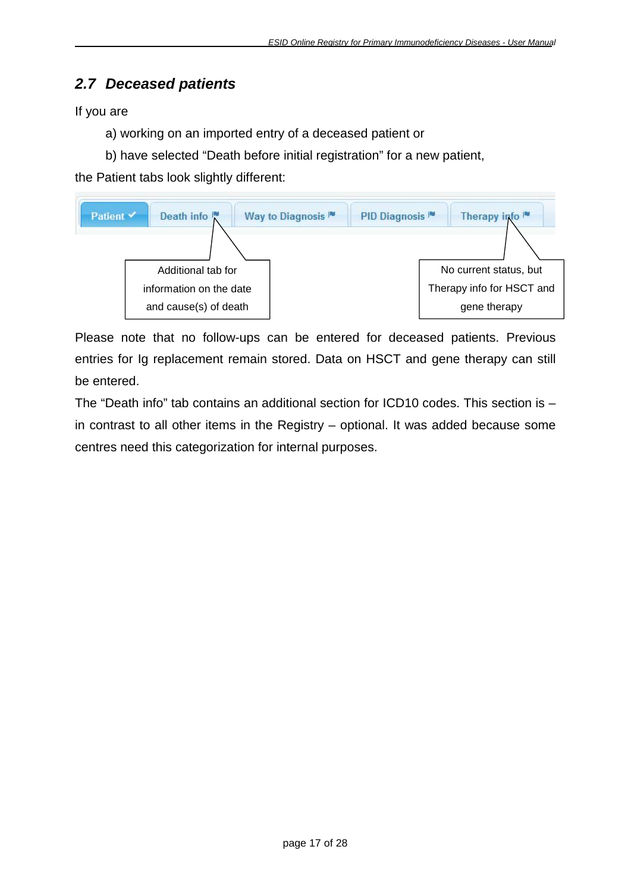## 2.7 Deceased patients

If you are

a) working on an imported entry of a deceased patient or

b) have selected "Death before initial registration" for a new patient,

the Patient tabs look slightly different:

Patient | Death info | Way to Diagnosis | PID Diagnosis | Therapy info

Additional tab for information on the date and cause(s) of death

No current status, but Therapy info for HSCT and gene therapy

Please note that no follow-ups can be entered for deceased patients. Previous entries for Ig replacement remain stored. Data on HSCT and gene therapy can still be entered.

The "Death info" tab contains an additional section for ICD10 codes. This section is – in contrast to all other items in the Registry – optional. It was added because some centres need this categorization for internal purposes.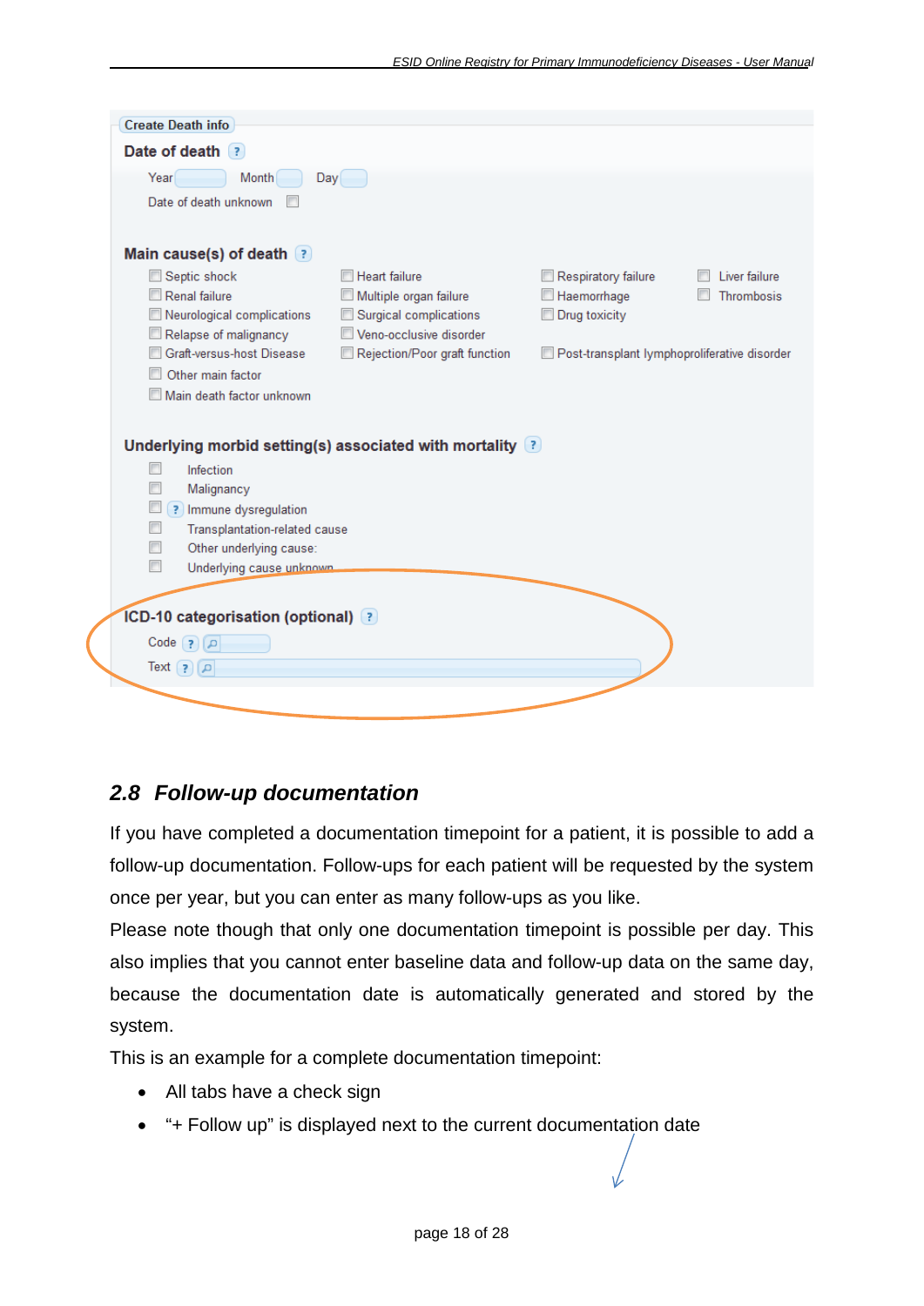Create Death info

**Date of death** ?

Year Month Day

Date of death unknown

**Main cause(s) of death** ?

- Septic shock
- Renal failure
- Neurological complications
- Relapse of malignancy
- Graft-versus-host Disease
- Other main factor
- Main death factor unknown
- Heart failure
- Multiple organ failure
- Surgical complications
- Veno-occlusive disorder
- Rejection/Poor graft function
- Respiratory failure
- Haemorrhage
- Drug toxicity
- Post-transplant lymphoproliferative disorder
- Liver failure
- Thrombosis

**Underlying morbid setting(s) associated with mortality** ?

- Infection
- Malignancy
- Immune dysregulation
- Transplantation-related cause
- Other underlying cause:
- Underlying cause unknown

**ICD-10 categorisation (optional)** ?

Code

Text

## 2.8 *Follow-up documentation*

If you have completed a documentation timepoint for a patient, it is possible to add a follow-up documentation. Follow-ups for each patient will be requested by the system once per year, but you can enter as many follow-ups as you like.

Please note though that only one documentation timepoint is possible per day. This also implies that you cannot enter baseline data and follow-up data on the same day, because the documentation date is automatically generated and stored by the system.

This is an example for a complete documentation timepoint:

- All tabs have a check sign
- "+ Follow up" is displayed next to the current documentation date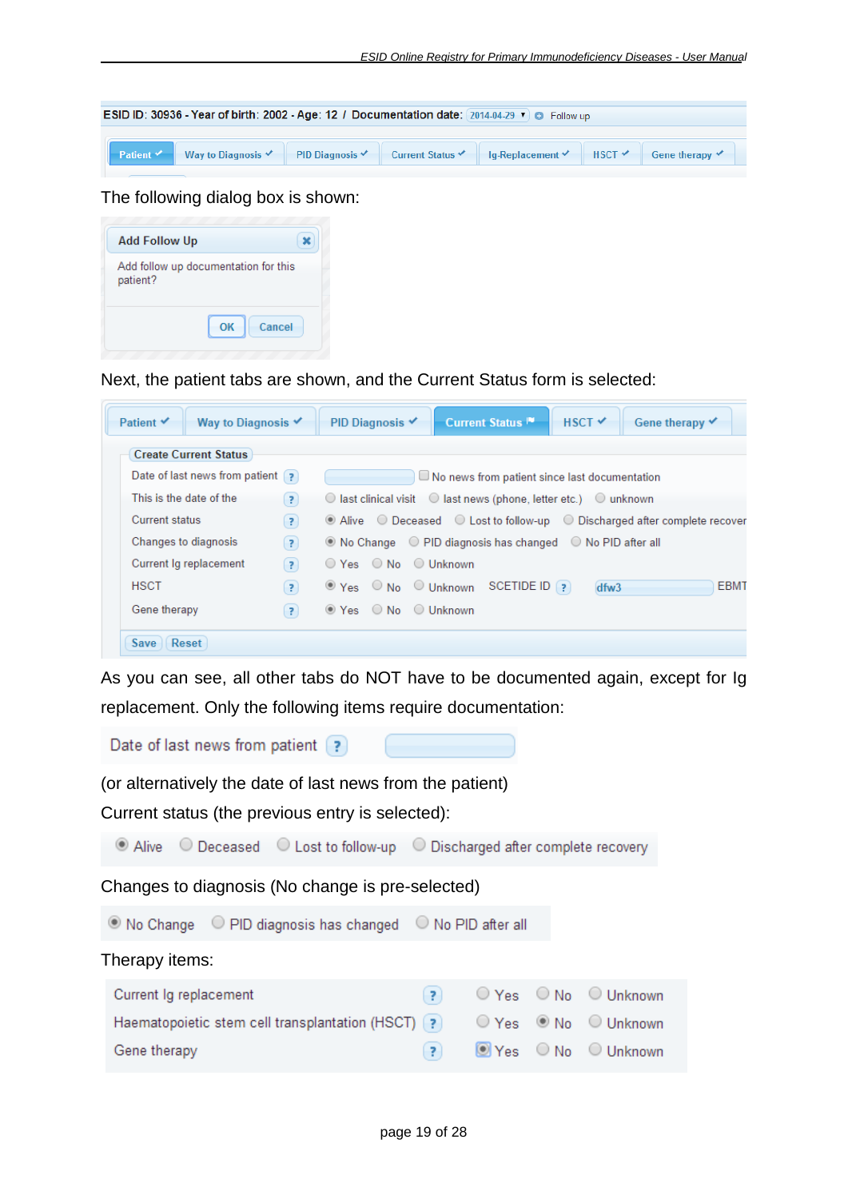The following dialog box is shown:

Next, the patient tabs are shown, and the Current Status form is selected:

As you can see, all other tabs do NOT have to be documented again, except for Ig replacement. Only the following items require documentation:

(or alternatively the date of last news from the patient)

Current status (the previous entry is selected):

Changes to diagnosis (No change is pre-selected)

Therapy items: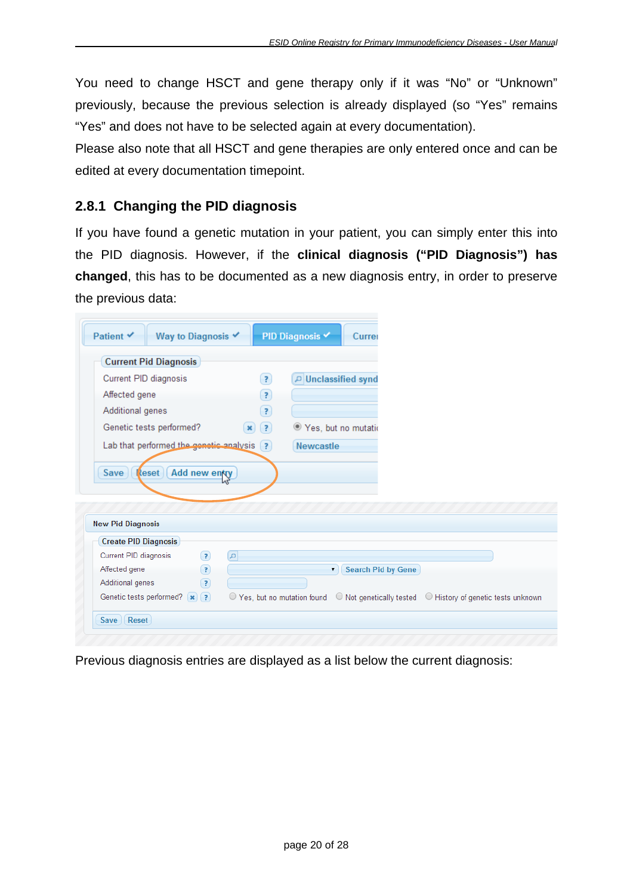You need to change HSCT and gene therapy only if it was "No" or "Unknown" previously, because the previous selection is already displayed (so "Yes" remains "Yes" and does not have to be selected again at every documentation).

Please also note that all HSCT and gene therapies are only entered once and can be edited at every documentation timepoint.

### 2.8.1 Changing the PID diagnosis

If you have found a genetic mutation in your patient, you can simply enter this into the PID diagnosis. However, if the **clinical diagnosis ("PID Diagnosis") has changed**, this has to be documented as a new diagnosis entry, in order to preserve the previous data:

Previous diagnosis entries are displayed as a list below the current diagnosis: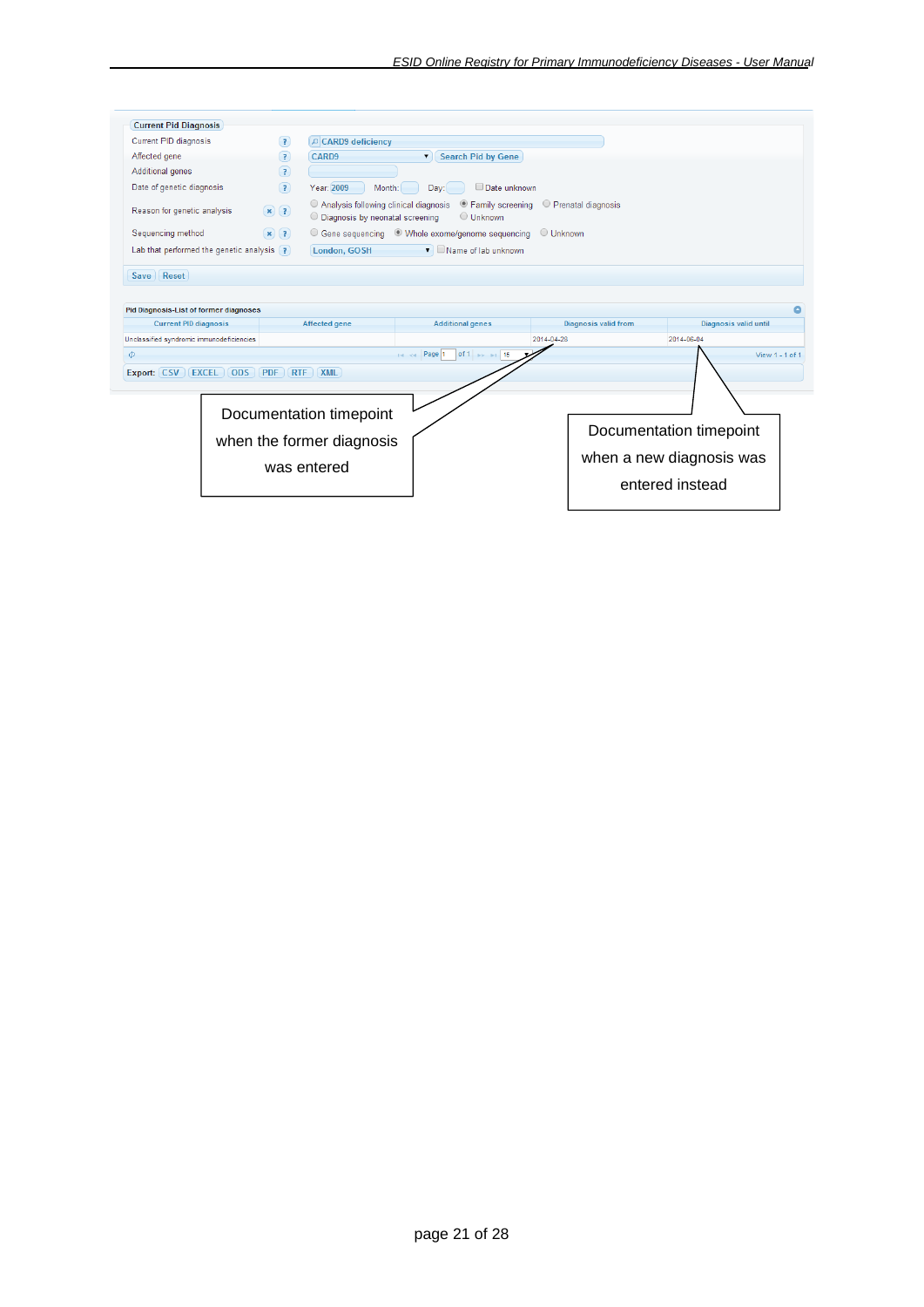**Current Pid Diagnosis**

| | |
|---|---|
| Current PID diagnosis | CARD9 deficiency |
| Affected gene | CARD9 — Search Pid by Gene |
| Additional genes | |
| Date of genetic diagnosis | Year: 2009 Month: Day: ☐ Date unknown |
| Reason for genetic analysis | ○ Analysis following clinical diagnosis ◉ Family screening ○ Prenatal diagnosis ○ Diagnosis by neonatal screening ○ Unknown |
| Sequencing method | ○ Gene sequencing ◉ Whole exome/genome sequencing ○ Unknown |
| Lab that performed the genetic analysis | London, GOSH ☐ Name of lab unknown |

Save | Reset

**Pid Diagnosis-List of former diagnoses**

| Current PID diagnosis | Affected gene | Additional genes | Diagnosis valid from | Diagnosis valid until |
|---|---|---|---|---|
| Unclassified syndromic immunodeficiencies | | | 2014-04-28 | 2014-06-04 |

Page 1 of 1 — 15 — View 1 - 1 of 1

Export: CSV | EXCEL | ODS | PDF | RTF | XML

Documentation timepoint when the former diagnosis was entered

Documentation timepoint when a new diagnosis was entered instead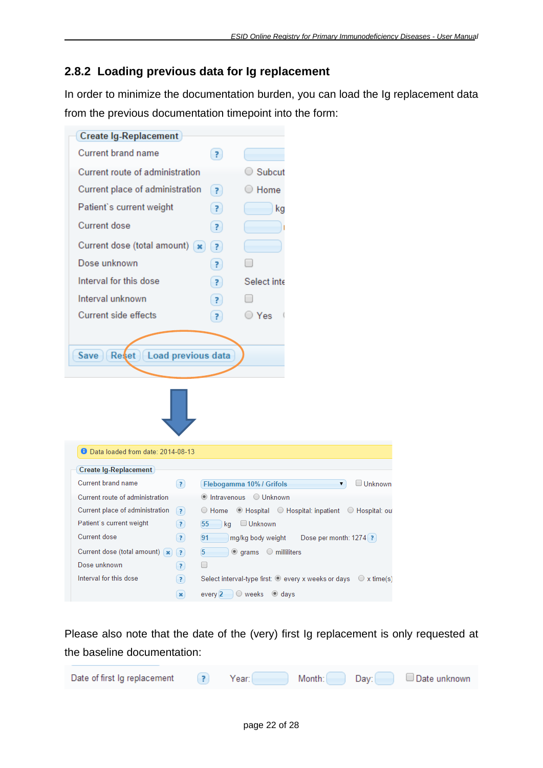### 2.8.2 Loading previous data for Ig replacement

In order to minimize the documentation burden, you can load the Ig replacement data from the previous documentation timepoint into the form:

Please also note that the date of the (very) first Ig replacement is only requested at the baseline documentation: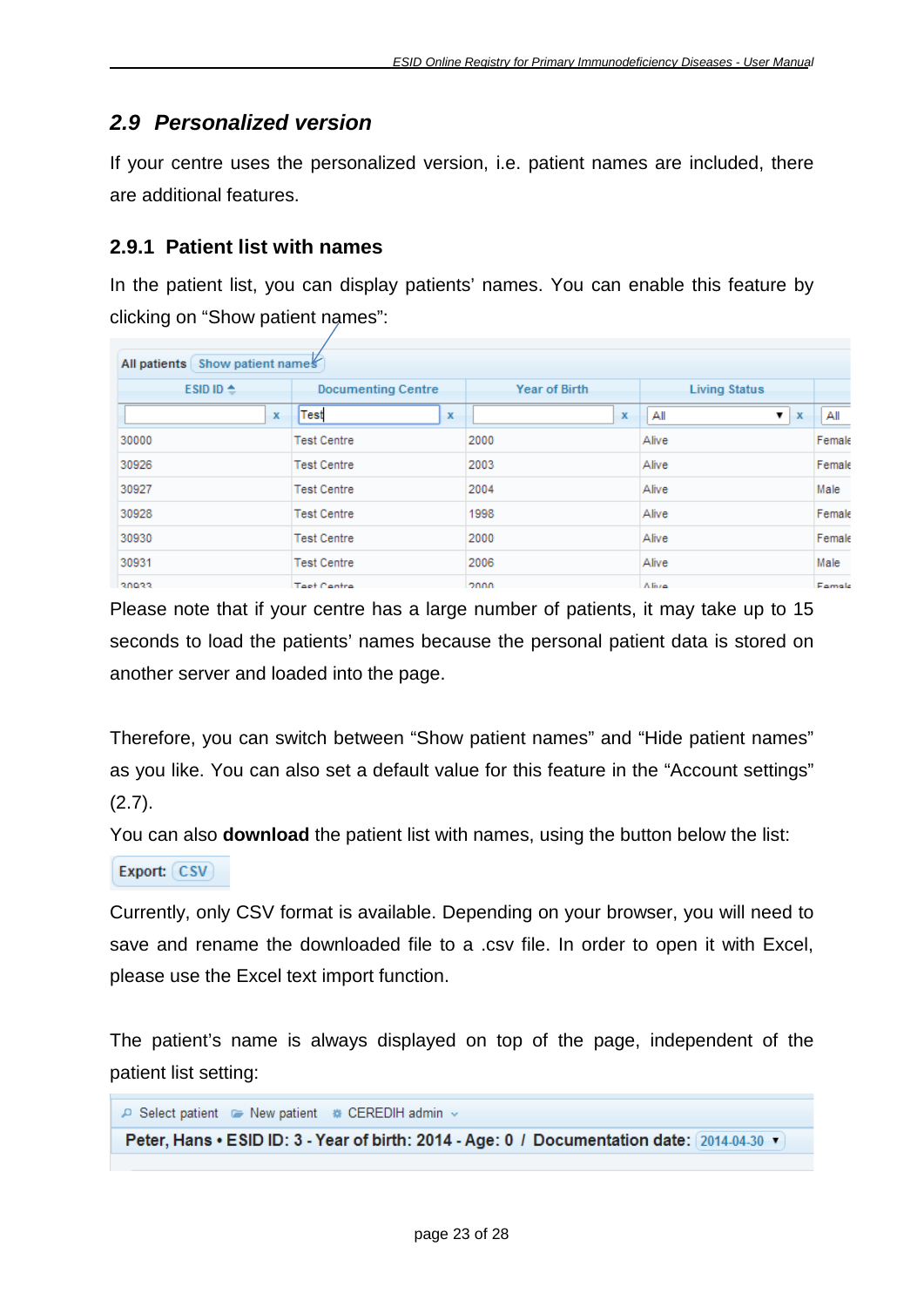## 2.9 Personalized version

If your centre uses the personalized version, i.e. patient names are included, there are additional features.

### 2.9.1 Patient list with names

In the patient list, you can display patients' names. You can enable this feature by clicking on "Show patient names":

All patients | Show patient names

| ESID ID | Documenting Centre | Year of Birth | Living Status | |
|---|---|---|---|---|
| | Test | | All | All |
| 30000 | Test Centre | 2000 | Alive | Female |
| 30926 | Test Centre | 2003 | Alive | Female |
| 30927 | Test Centre | 2004 | Alive | Male |
| 30928 | Test Centre | 1998 | Alive | Female |
| 30930 | Test Centre | 2000 | Alive | Female |
| 30931 | Test Centre | 2006 | Alive | Male |
| 30933 | Test Centre | 2000 | Alive | Female |

Please note that if your centre has a large number of patients, it may take up to 15 seconds to load the patients' names because the personal patient data is stored on another server and loaded into the page.

Therefore, you can switch between "Show patient names" and "Hide patient names" as you like. You can also set a default value for this feature in the "Account settings" (2.7).

You can also **download** the patient list with names, using the button below the list:

Export: CSV

Currently, only CSV format is available. Depending on your browser, you will need to save and rename the downloaded file to a .csv file. In order to open it with Excel, please use the Excel text import function.

The patient's name is always displayed on top of the page, independent of the patient list setting:

Select patient | New patient | CEREDIH admin

**Peter, Hans • ESID ID: 3 - Year of birth: 2014 - Age: 0 / Documentation date:** 2014-04-30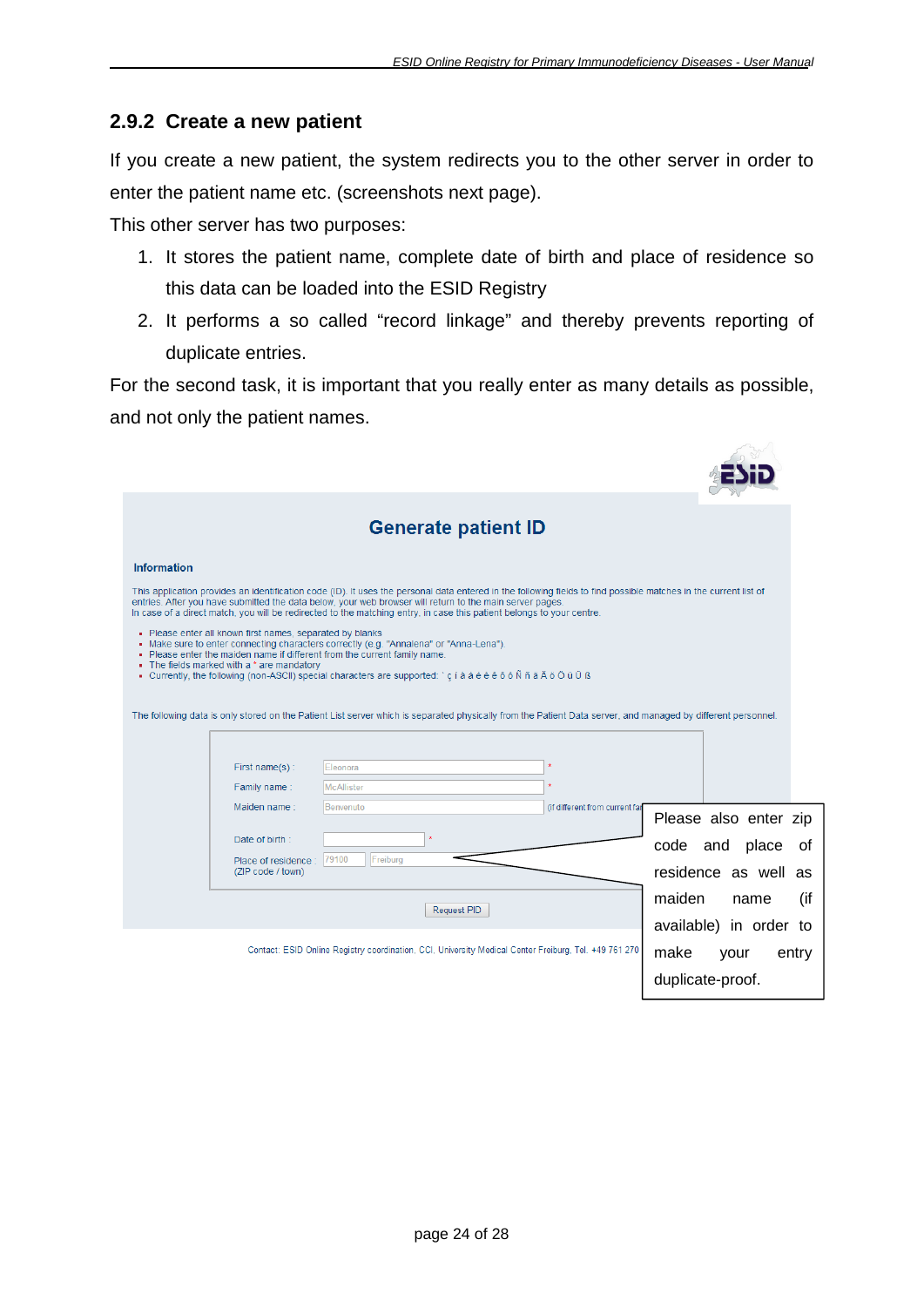### 2.9.2 Create a new patient

If you create a new patient, the system redirects you to the other server in order to enter the patient name etc. (screenshots next page).

This other server has two purposes:

1. It stores the patient name, complete date of birth and place of residence so this data can be loaded into the ESID Registry
2. It performs a so called "record linkage" and thereby prevents reporting of duplicate entries.

For the second task, it is important that you really enter as many details as possible, and not only the patient names.

**Generate patient ID**

**Information**

This application provides an identification code (ID). It uses the personal data entered in the following fields to find possible matches in the current list of entries. After you have submitted the data below, your web browser will return to the main server pages.
In case of a direct match, you will be redirected to the matching entry, in case this patient belongs to your centre.

- Please enter all known first names, separated by blanks
- Make sure to enter connecting characters correctly (e.g. "Annalena" or "Anna-Lena").
- Please enter the maiden name if different from the current family name.
- The fields marked with a * are mandatory
- Currently, the following (non-ASCII) special characters are supported: ' ç ì à á è é ê ô ò Ñ ñ ä Ä ö Ö ü Ü ß

The following data is only stored on the Patient List server which is separated physically from the Patient Data server, and managed by different personnel.

First name(s) : Eleonora *
Family name : McAllister *
Maiden name : Benvenuto (if different from current fa...
Date of birth : *
Place of residence (ZIP code / town) 79100 Freiburg

Request PID

Contact: ESID Online Registry coordination, CCI, University Medical Center Freiburg, Tel. +49 761 270...

Please also enter zip code and place of residence as well as maiden name (if available) in order to make your entry duplicate-proof.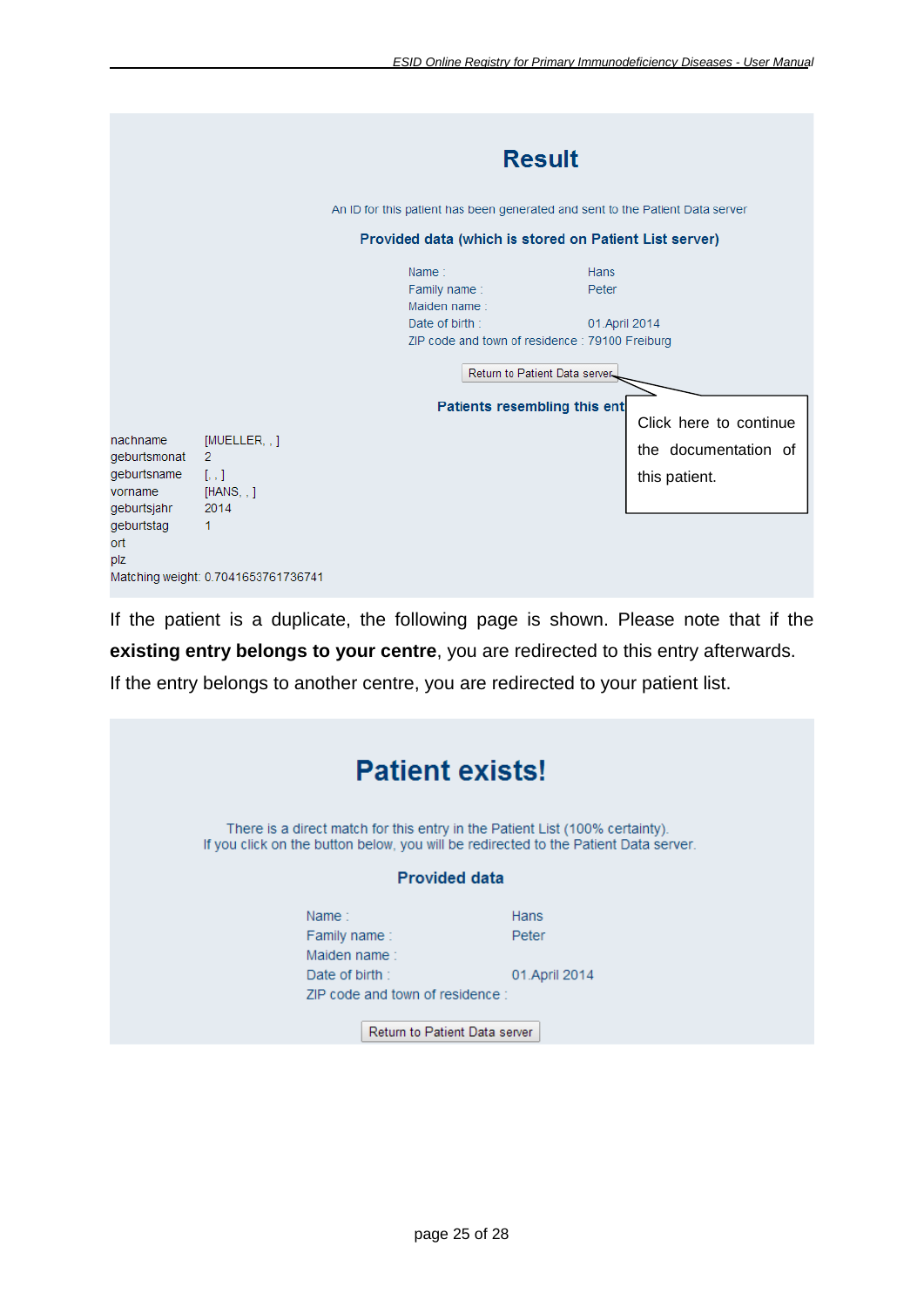## Result

An ID for this patient has been generated and sent to the Patient Data server

**Provided data (which is stored on Patient List server)**

| | |
|---|---|
| Name : | Hans |
| Family name : | Peter |
| Maiden name : | |
| Date of birth : | 01.April 2014 |
| ZIP code and town of residence : | 79100 Freiburg |

Return to Patient Data server

Click here to continue the documentation of this patient.

**Patients resembling this ent**

| | |
|---|---|
| nachname | [MUELLER, , ] |
| geburtsmonat | 2 |
| geburtsname | [, , ] |
| vorname | [HANS, , ] |
| geburtsjahr | 2014 |
| geburtstag | 1 |
| ort | |
| plz | |
| Matching weight: | 0.7041653761736741 |

If the patient is a duplicate, the following page is shown. Please note that if the **existing entry belongs to your centre**, you are redirected to this entry afterwards. If the entry belongs to another centre, you are redirected to your patient list.

## Patient exists!

There is a direct match for this entry in the Patient List (100% certainty).
If you click on the button below, you will be redirected to the Patient Data server.

**Provided data**

| | |
|---|---|
| Name : | Hans |
| Family name : | Peter |
| Maiden name : | |
| Date of birth : | 01.April 2014 |
| ZIP code and town of residence : | |

Return to Patient Data server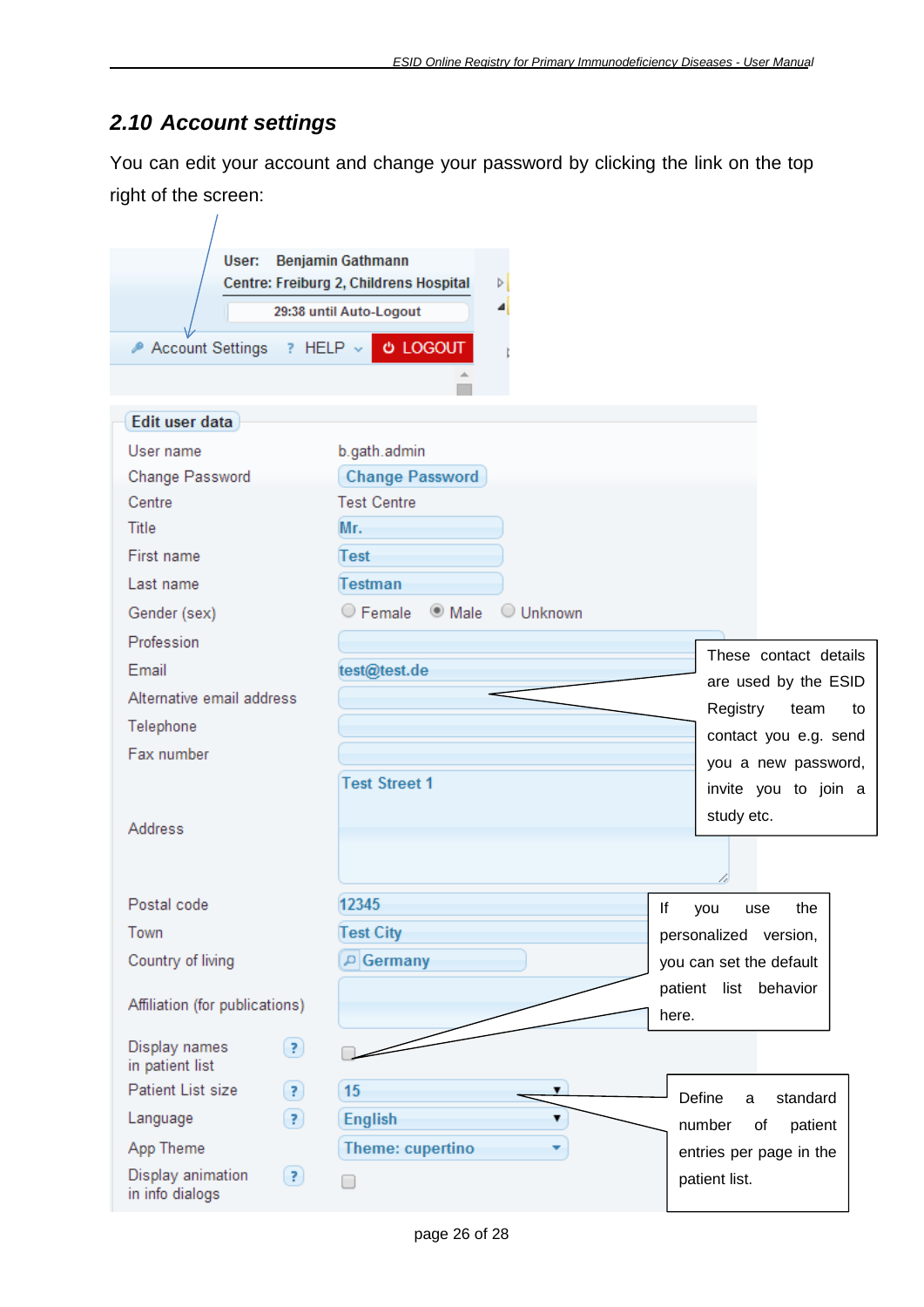## 2.10 Account settings

You can edit your account and change your password by clicking the link on the top right of the screen:

User: Benjamin Gathmann
Centre: Freiburg 2, Childrens Hospital
29:38 until Auto-Logout
Account Settings ? HELP LOGOUT

**Edit user data**

| | |
|---|---|
| User name | b.gath.admin |
| Change Password | Change Password |
| Centre | Test Centre |
| Title | Mr. |
| First name | Test |
| Last name | Testman |
| Gender (sex) | Female / Male / Unknown |
| Profession | |
| Email | test@test.de |
| Alternative email address | |
| Telephone | |
| Fax number | |
| Address | Test Street 1 |
| Postal code | 12345 |
| Town | Test City |
| Country of living | Germany |
| Affiliation (for publications) | |
| Display names in patient list | |
| Patient List size | 15 |
| Language | English |
| App Theme | Theme: cupertino |
| Display animation in info dialogs | |

These contact details are used by the ESID Registry team to contact you e.g. send you a new password, invite you to join a study etc.

If you use the personalized version, you can set the default patient list behavior here.

Define a standard number of patient entries per page in the patient list.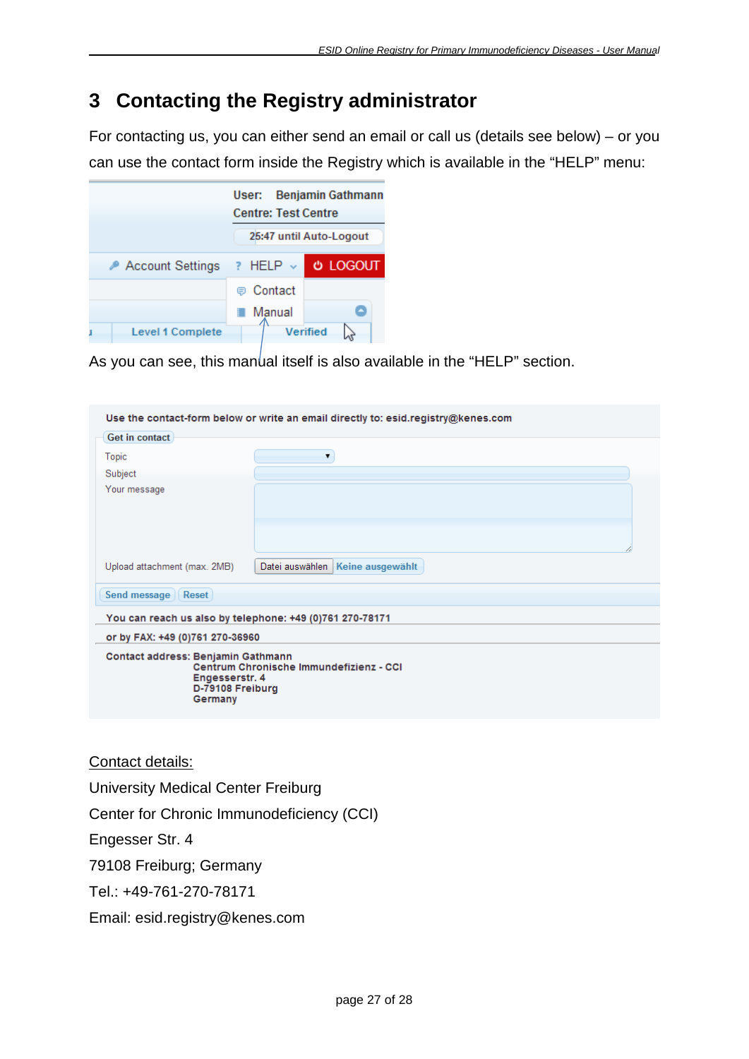# 3 Contacting the Registry administrator

For contacting us, you can either send an email or call us (details see below) – or you can use the contact form inside the Registry which is available in the "HELP" menu:

User: Benjamin Gathmann
Centre: Test Centre
25:47 until Auto-Logout
Account Settings ? HELP LOGOUT
Contact
Manual
Level 1 Complete Verified

As you can see, this manual itself is also available in the "HELP" section.

Use the contact-form below or write an email directly to: esid.registry@kenes.com

Get in contact

Topic

Subject

Your message

Upload attachment (max. 2MB) Datei auswählen Keine ausgewählt

Send message Reset

You can reach us also by telephone: +49 (0)761 270-78171

or by FAX: +49 (0)761 270-36960

Contact address: Benjamin Gathmann
Centrum Chronische Immundefizienz - CCI
Engesserstr. 4
D-79108 Freiburg
Germany

<u>Contact details:</u>

University Medical Center Freiburg

Center for Chronic Immunodeficiency (CCI)

Engesser Str. 4

79108 Freiburg; Germany

Tel.: +49-761-270-78171

Email: esid.registry@kenes.com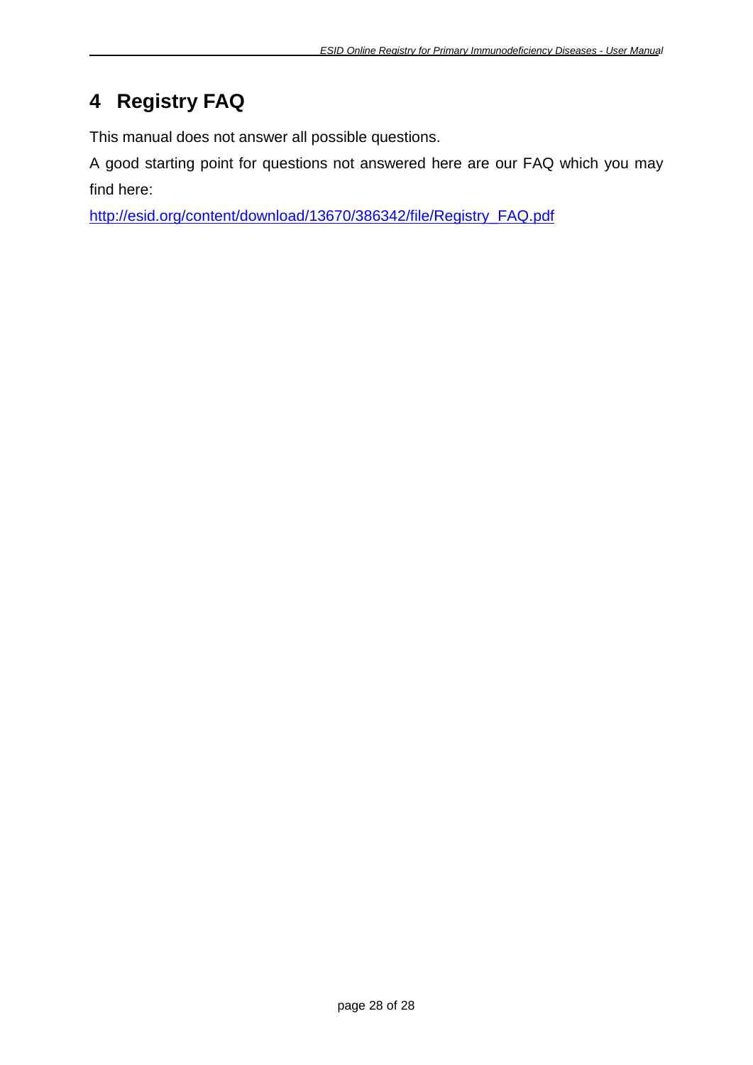# 4 Registry FAQ

This manual does not answer all possible questions.

A good starting point for questions not answered here are our FAQ which you may find here:

http://esid.org/content/download/13670/386342/file/Registry_FAQ.pdf